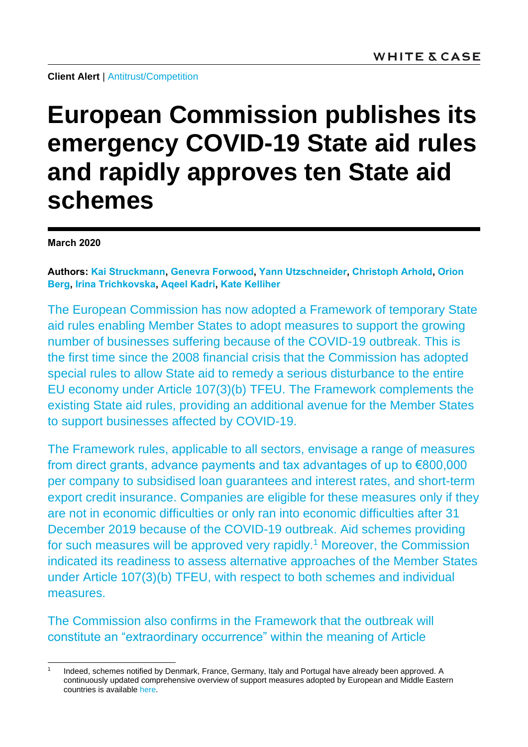**Client Alert** | Antitrust/Competition

# European Commission publishes its emergency COVID-19 State aid rules and rapidly approves ten State aid schemes

**March 2020**

**Authors: Kai Struckmann, Genevra Forwood, Yann Utzschneider, Christoph Arhold, Orion Berg, Irina Trichkovska, Aqeel Kadri, Kate Kelliher**

The European Commission has now adopted a Framework of temporary State aid rules enabling Member States to adopt measures to support the growing number of businesses suffering because of the COVID-19 outbreak. This is the first time since the 2008 financial crisis that the Commission has adopted special rules to allow State aid to remedy a serious disturbance to the entire EU economy under Article 107(3)(b) TFEU. The Framework complements the existing State aid rules, providing an additional avenue for the Member States to support businesses affected by COVID-19.

The Framework rules, applicable to all sectors, envisage a range of measures from direct grants, advance payments and tax advantages of up to €800,000 per company to subsidised loan guarantees and interest rates, and short-term export credit insurance. Companies are eligible for these measures only if they are not in economic difficulties or only ran into economic difficulties after 31 December 2019 because of the COVID-19 outbreak. Aid schemes providing for such measures will be approved very rapidly.[1] Moreover, the Commission indicated its readiness to assess alternative approaches of the Member States under Article 107(3)(b) TFEU, with respect to both schemes and individual measures.

The Commission also confirms in the Framework that the outbreak will constitute an "extraordinary occurrence" within the meaning of Article

---

[1] Indeed, schemes notified by Denmark, France, Germany, Italy and Portugal have already been approved. A continuously updated comprehensive overview of support measures adopted by European and Middle Eastern countries is available here.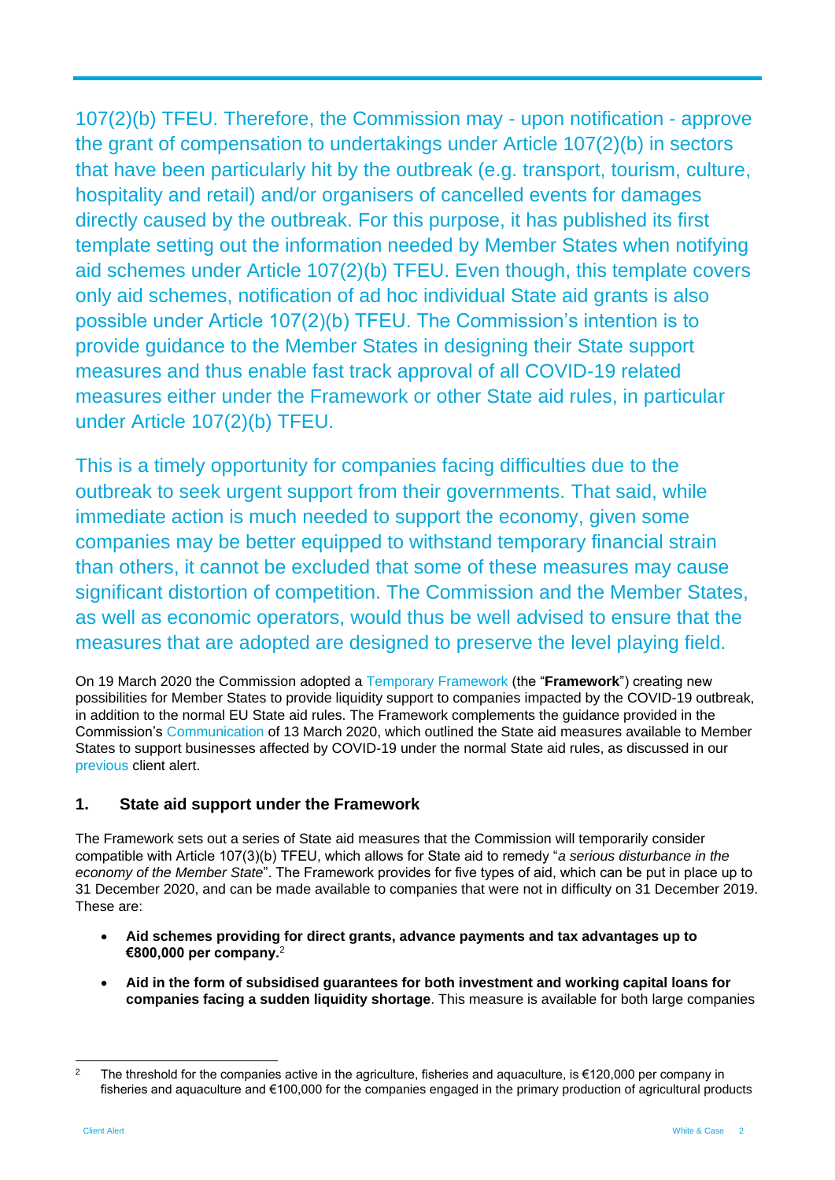107(2)(b) TFEU. Therefore, the Commission may - upon notification - approve the grant of compensation to undertakings under Article 107(2)(b) in sectors that have been particularly hit by the outbreak (e.g. transport, tourism, culture, hospitality and retail) and/or organisers of cancelled events for damages directly caused by the outbreak. For this purpose, it has published its first template setting out the information needed by Member States when notifying aid schemes under Article 107(2)(b) TFEU. Even though, this template covers only aid schemes, notification of ad hoc individual State aid grants is also possible under Article 107(2)(b) TFEU. The Commission's intention is to provide guidance to the Member States in designing their State support measures and thus enable fast track approval of all COVID-19 related measures either under the Framework or other State aid rules, in particular under Article 107(2)(b) TFEU.

This is a timely opportunity for companies facing difficulties due to the outbreak to seek urgent support from their governments. That said, while immediate action is much needed to support the economy, given some companies may be better equipped to withstand temporary financial strain than others, it cannot be excluded that some of these measures may cause significant distortion of competition. The Commission and the Member States, as well as economic operators, would thus be well advised to ensure that the measures that are adopted are designed to preserve the level playing field.

On 19 March 2020 the Commission adopted a Temporary Framework (the "**Framework**") creating new possibilities for Member States to provide liquidity support to companies impacted by the COVID-19 outbreak, in addition to the normal EU State aid rules. The Framework complements the guidance provided in the Commission's Communication of 13 March 2020, which outlined the State aid measures available to Member States to support businesses affected by COVID-19 under the normal State aid rules, as discussed in our previous client alert.

## 1. State aid support under the Framework

The Framework sets out a series of State aid measures that the Commission will temporarily consider compatible with Article 107(3)(b) TFEU, which allows for State aid to remedy "*a serious disturbance in the economy of the Member State*". The Framework provides for five types of aid, which can be put in place up to 31 December 2020, and can be made available to companies that were not in difficulty on 31 December 2019. These are:

- **Aid schemes providing for direct grants, advance payments and tax advantages up to €800,000 per company.**[2]
- **Aid in the form of subsidised guarantees for both investment and working capital loans for companies facing a sudden liquidity shortage**. This measure is available for both large companies

[2] The threshold for the companies active in the agriculture, fisheries and aquaculture, is €120,000 per company in fisheries and aquaculture and €100,000 for the companies engaged in the primary production of agricultural products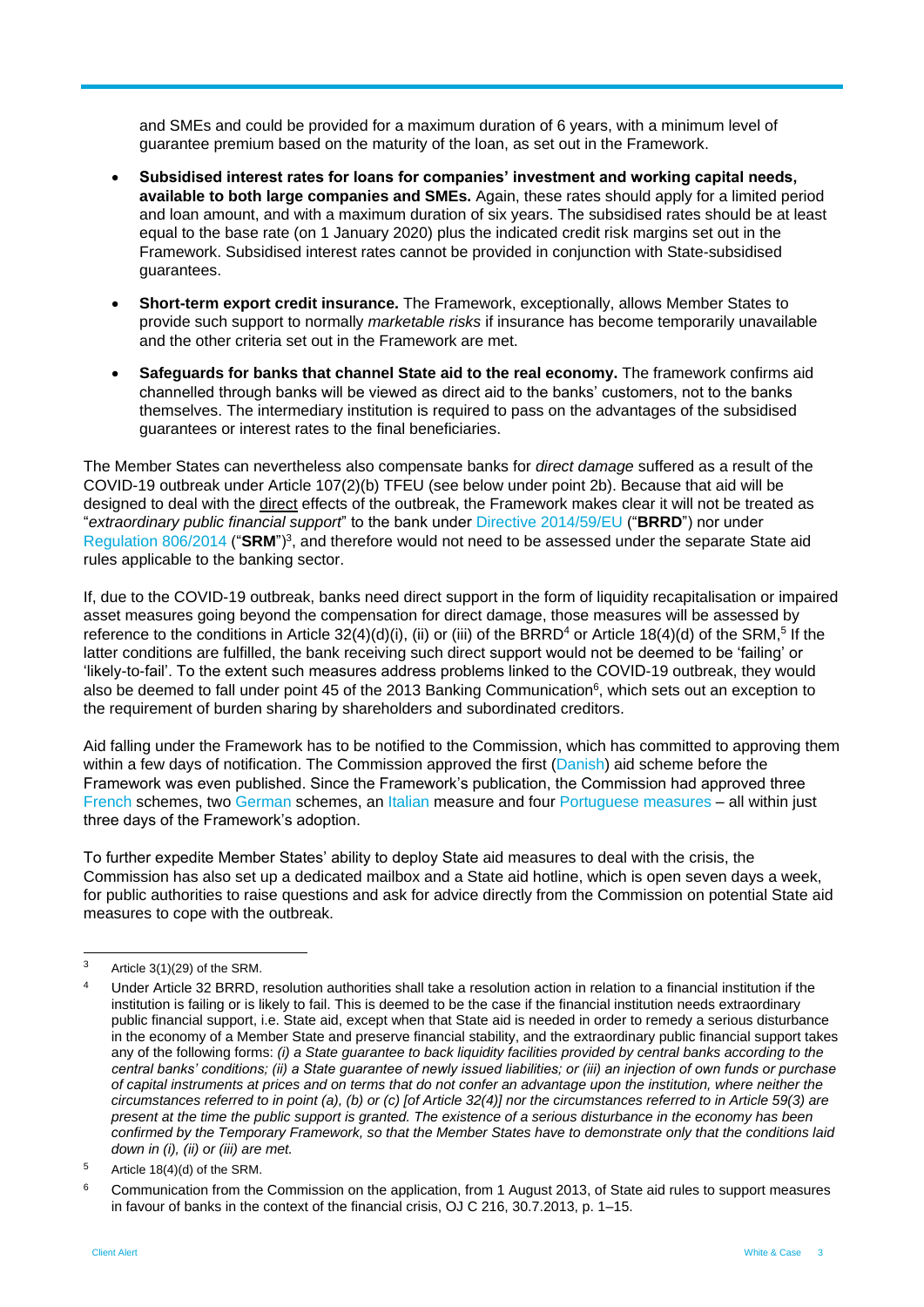and SMEs and could be provided for a maximum duration of 6 years, with a minimum level of guarantee premium based on the maturity of the loan, as set out in the Framework.

- **Subsidised interest rates for loans for companies' investment and working capital needs, available to both large companies and SMEs.** Again, these rates should apply for a limited period and loan amount, and with a maximum duration of six years. The subsidised rates should be at least equal to the base rate (on 1 January 2020) plus the indicated credit risk margins set out in the Framework. Subsidised interest rates cannot be provided in conjunction with State-subsidised guarantees.
- **Short-term export credit insurance.** The Framework, exceptionally, allows Member States to provide such support to normally *marketable risks* if insurance has become temporarily unavailable and the other criteria set out in the Framework are met.
- **Safeguards for banks that channel State aid to the real economy.** The framework confirms aid channelled through banks will be viewed as direct aid to the banks' customers, not to the banks themselves. The intermediary institution is required to pass on the advantages of the subsidised guarantees or interest rates to the final beneficiaries.

The Member States can nevertheless also compensate banks for *direct damage* suffered as a result of the COVID-19 outbreak under Article 107(2)(b) TFEU (see below under point 2b). Because that aid will be designed to deal with the direct effects of the outbreak, the Framework makes clear it will not be treated as "*extraordinary public financial support*" to the bank under Directive 2014/59/EU ("**BRRD**") nor under Regulation 806/2014 ("**SRM**")[3], and therefore would not need to be assessed under the separate State aid rules applicable to the banking sector.

If, due to the COVID-19 outbreak, banks need direct support in the form of liquidity recapitalisation or impaired asset measures going beyond the compensation for direct damage, those measures will be assessed by reference to the conditions in Article 32(4)(d)(i), (ii) or (iii) of the BRRD[4] or Article 18(4)(d) of the SRM,[5] If the latter conditions are fulfilled, the bank receiving such direct support would not be deemed to be 'failing' or 'likely-to-fail'. To the extent such measures address problems linked to the COVID-19 outbreak, they would also be deemed to fall under point 45 of the 2013 Banking Communication[6], which sets out an exception to the requirement of burden sharing by shareholders and subordinated creditors.

Aid falling under the Framework has to be notified to the Commission, which has committed to approving them within a few days of notification. The Commission approved the first (Danish) aid scheme before the Framework was even published. Since the Framework's publication, the Commission had approved three French schemes, two German schemes, an Italian measure and four Portuguese measures – all within just three days of the Framework's adoption.

To further expedite Member States' ability to deploy State aid measures to deal with the crisis, the Commission has also set up a dedicated mailbox and a State aid hotline, which is open seven days a week, for public authorities to raise questions and ask for advice directly from the Commission on potential State aid measures to cope with the outbreak.

---

[3] Article 3(1)(29) of the SRM.

[4] Under Article 32 BRRD, resolution authorities shall take a resolution action in relation to a financial institution if the institution is failing or is likely to fail. This is deemed to be the case if the financial institution needs extraordinary public financial support, i.e. State aid, except when that State aid is needed in order to remedy a serious disturbance in the economy of a Member State and preserve financial stability, and the extraordinary public financial support takes any of the following forms: *(i) a State guarantee to back liquidity facilities provided by central banks according to the central banks' conditions; (ii) a State guarantee of newly issued liabilities; or (iii) an injection of own funds or purchase of capital instruments at prices and on terms that do not confer an advantage upon the institution, where neither the circumstances referred to in point (a), (b) or (c) [of Article 32(4)] nor the circumstances referred to in Article 59(3) are present at the time the public support is granted. The existence of a serious disturbance in the economy has been confirmed by the Temporary Framework, so that the Member States have to demonstrate only that the conditions laid down in (i), (ii) or (iii) are met.*

[5] Article 18(4)(d) of the SRM.

[6] Communication from the Commission on the application, from 1 August 2013, of State aid rules to support measures in favour of banks in the context of the financial crisis, OJ C 216, 30.7.2013, p. 1–15.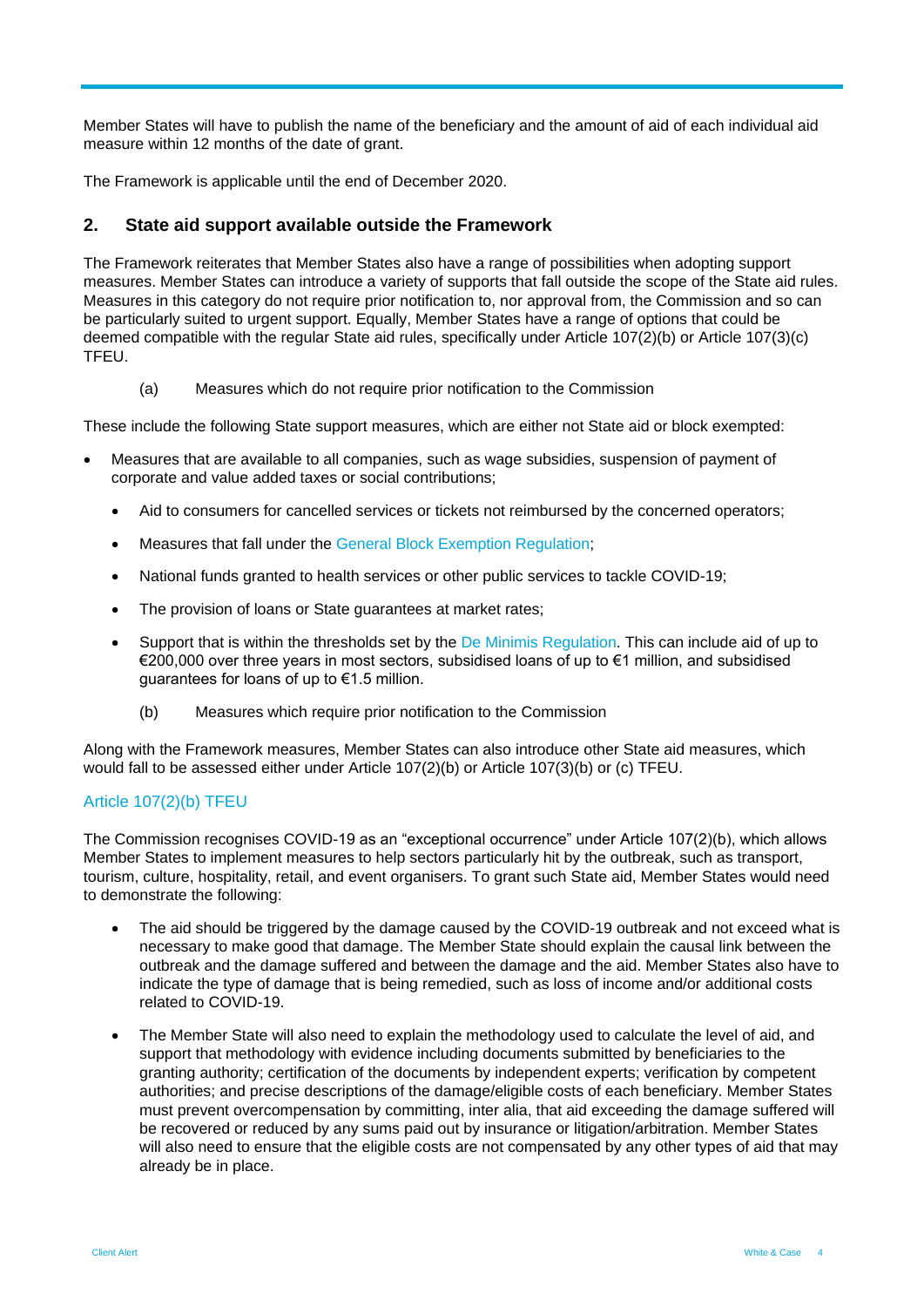Member States will have to publish the name of the beneficiary and the amount of aid of each individual aid measure within 12 months of the date of grant.

The Framework is applicable until the end of December 2020.

## 2. State aid support available outside the Framework

The Framework reiterates that Member States also have a range of possibilities when adopting support measures. Member States can introduce a variety of supports that fall outside the scope of the State aid rules. Measures in this category do not require prior notification to, nor approval from, the Commission and so can be particularly suited to urgent support. Equally, Member States have a range of options that could be deemed compatible with the regular State aid rules, specifically under Article 107(2)(b) or Article 107(3)(c) TFEU.

(a) Measures which do not require prior notification to the Commission

These include the following State support measures, which are either not State aid or block exempted:

- Measures that are available to all companies, such as wage subsidies, suspension of payment of corporate and value added taxes or social contributions;
  - Aid to consumers for cancelled services or tickets not reimbursed by the concerned operators;
  - Measures that fall under the General Block Exemption Regulation;
  - National funds granted to health services or other public services to tackle COVID-19;
  - The provision of loans or State guarantees at market rates;
  - Support that is within the thresholds set by the De Minimis Regulation. This can include aid of up to €200,000 over three years in most sectors, subsidised loans of up to €1 million, and subsidised guarantees for loans of up to €1.5 million.

(b) Measures which require prior notification to the Commission

Along with the Framework measures, Member States can also introduce other State aid measures, which would fall to be assessed either under Article 107(2)(b) or Article 107(3)(b) or (c) TFEU.

### Article 107(2)(b) TFEU

The Commission recognises COVID-19 as an "exceptional occurrence" under Article 107(2)(b), which allows Member States to implement measures to help sectors particularly hit by the outbreak, such as transport, tourism, culture, hospitality, retail, and event organisers. To grant such State aid, Member States would need to demonstrate the following:

- The aid should be triggered by the damage caused by the COVID-19 outbreak and not exceed what is necessary to make good that damage. The Member State should explain the causal link between the outbreak and the damage suffered and between the damage and the aid. Member States also have to indicate the type of damage that is being remedied, such as loss of income and/or additional costs related to COVID-19.
- The Member State will also need to explain the methodology used to calculate the level of aid, and support that methodology with evidence including documents submitted by beneficiaries to the granting authority; certification of the documents by independent experts; verification by competent authorities; and precise descriptions of the damage/eligible costs of each beneficiary. Member States must prevent overcompensation by committing, inter alia, that aid exceeding the damage suffered will be recovered or reduced by any sums paid out by insurance or litigation/arbitration. Member States will also need to ensure that the eligible costs are not compensated by any other types of aid that may already be in place.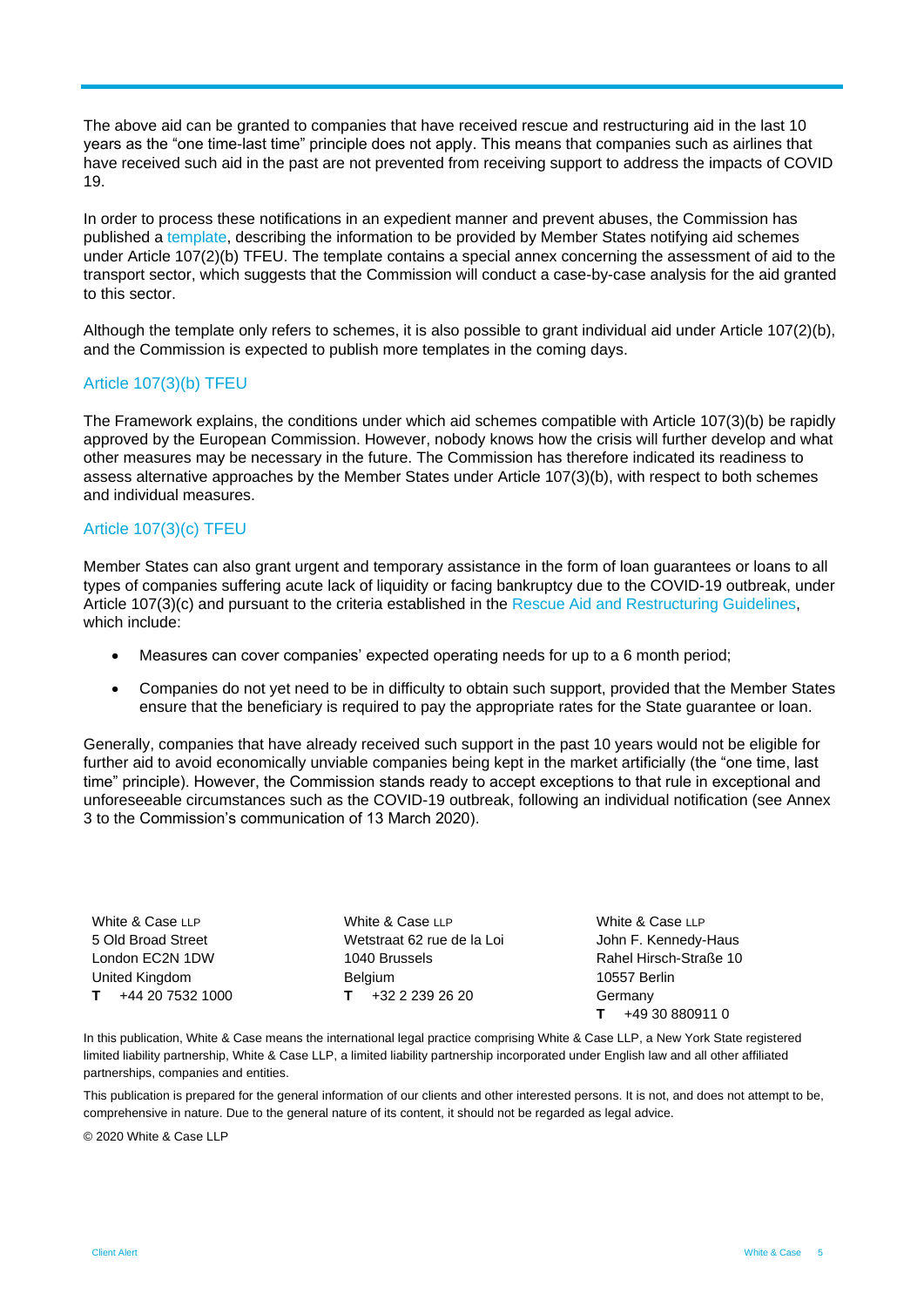The above aid can be granted to companies that have received rescue and restructuring aid in the last 10 years as the "one time-last time" principle does not apply. This means that companies such as airlines that have received such aid in the past are not prevented from receiving support to address the impacts of COVID 19.

In order to process these notifications in an expedient manner and prevent abuses, the Commission has published a template, describing the information to be provided by Member States notifying aid schemes under Article 107(2)(b) TFEU. The template contains a special annex concerning the assessment of aid to the transport sector, which suggests that the Commission will conduct a case-by-case analysis for the aid granted to this sector.

Although the template only refers to schemes, it is also possible to grant individual aid under Article 107(2)(b), and the Commission is expected to publish more templates in the coming days.

### Article 107(3)(b) TFEU

The Framework explains, the conditions under which aid schemes compatible with Article 107(3)(b) be rapidly approved by the European Commission. However, nobody knows how the crisis will further develop and what other measures may be necessary in the future. The Commission has therefore indicated its readiness to assess alternative approaches by the Member States under Article 107(3)(b), with respect to both schemes and individual measures.

### Article 107(3)(c) TFEU

Member States can also grant urgent and temporary assistance in the form of loan guarantees or loans to all types of companies suffering acute lack of liquidity or facing bankruptcy due to the COVID-19 outbreak, under Article 107(3)(c) and pursuant to the criteria established in the Rescue Aid and Restructuring Guidelines, which include:

- Measures can cover companies' expected operating needs for up to a 6 month period;
- Companies do not yet need to be in difficulty to obtain such support, provided that the Member States ensure that the beneficiary is required to pay the appropriate rates for the State guarantee or loan.

Generally, companies that have already received such support in the past 10 years would not be eligible for further aid to avoid economically unviable companies being kept in the market artificially (the "one time, last time" principle). However, the Commission stands ready to accept exceptions to that rule in exceptional and unforeseeable circumstances such as the COVID-19 outbreak, following an individual notification (see Annex 3 to the Commission's communication of 13 March 2020).

White & Case LLP
5 Old Broad Street
London EC2N 1DW
United Kingdom
**T** +44 20 7532 1000

White & Case LLP
Wetstraat 62 rue de la Loi
1040 Brussels
Belgium
**T** +32 2 239 26 20

White & Case LLP
John F. Kennedy-Haus
Rahel Hirsch-Straße 10
10557 Berlin
Germany
**T** +49 30 880911 0

In this publication, White & Case means the international legal practice comprising White & Case LLP, a New York State registered limited liability partnership, White & Case LLP, a limited liability partnership incorporated under English law and all other affiliated partnerships, companies and entities.

This publication is prepared for the general information of our clients and other interested persons. It is not, and does not attempt to be, comprehensive in nature. Due to the general nature of its content, it should not be regarded as legal advice.

© 2020 White & Case LLP